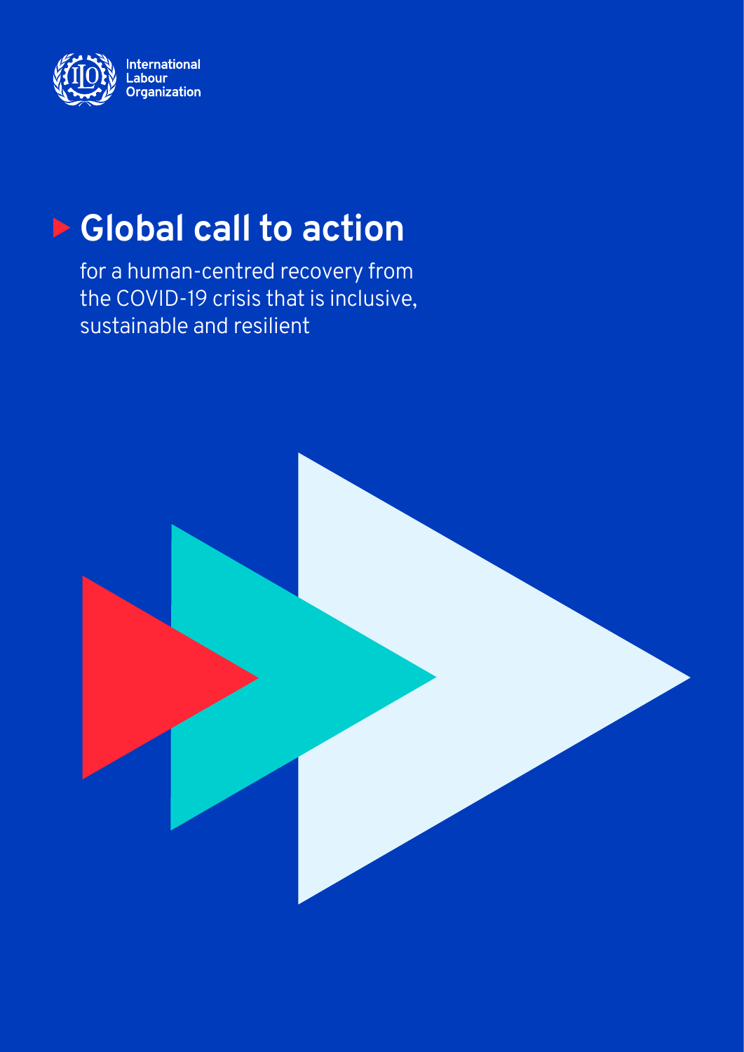International Labour Organization

# Global call to action

for a human-centred recovery from the COVID-19 crisis that is inclusive, sustainable and resilient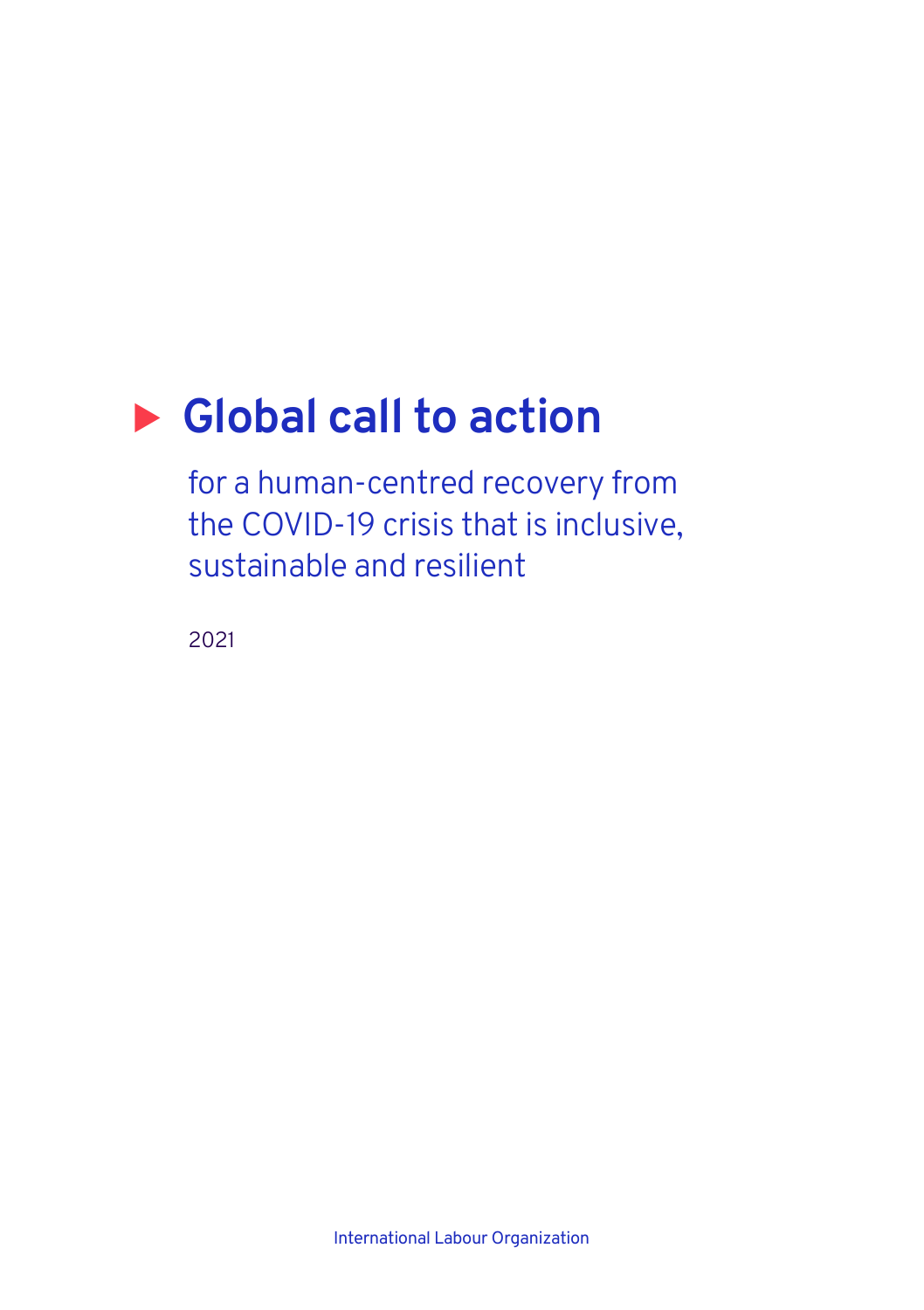# Global call to action

for a human-centred recovery from the COVID-19 crisis that is inclusive, sustainable and resilient

2021

International Labour Organization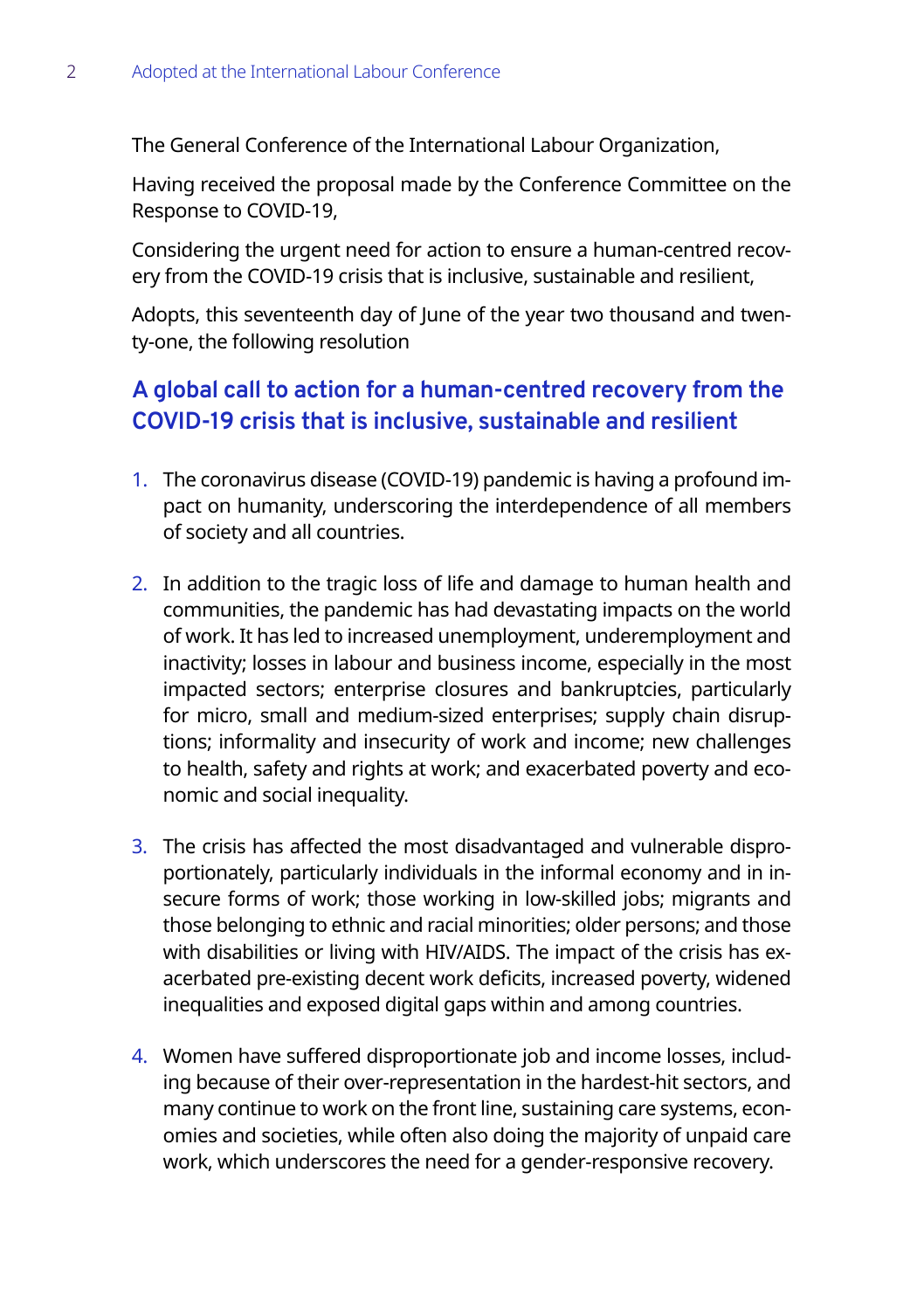The General Conference of the International Labour Organization,

Having received the proposal made by the Conference Committee on the Response to COVID-19,

Considering the urgent need for action to ensure a human-centred recovery from the COVID-19 crisis that is inclusive, sustainable and resilient,

Adopts, this seventeenth day of June of the year two thousand and twenty-one, the following resolution

## A global call to action for a human-centred recovery from the COVID-19 crisis that is inclusive, sustainable and resilient

1. The coronavirus disease (COVID-19) pandemic is having a profound impact on humanity, underscoring the interdependence of all members of society and all countries.

2. In addition to the tragic loss of life and damage to human health and communities, the pandemic has had devastating impacts on the world of work. It has led to increased unemployment, underemployment and inactivity; losses in labour and business income, especially in the most impacted sectors; enterprise closures and bankruptcies, particularly for micro, small and medium-sized enterprises; supply chain disruptions; informality and insecurity of work and income; new challenges to health, safety and rights at work; and exacerbated poverty and economic and social inequality.

3. The crisis has affected the most disadvantaged and vulnerable disproportionately, particularly individuals in the informal economy and in insecure forms of work; those working in low-skilled jobs; migrants and those belonging to ethnic and racial minorities; older persons; and those with disabilities or living with HIV/AIDS. The impact of the crisis has exacerbated pre-existing decent work deficits, increased poverty, widened inequalities and exposed digital gaps within and among countries.

4. Women have suffered disproportionate job and income losses, including because of their over-representation in the hardest-hit sectors, and many continue to work on the front line, sustaining care systems, economies and societies, while often also doing the majority of unpaid care work, which underscores the need for a gender-responsive recovery.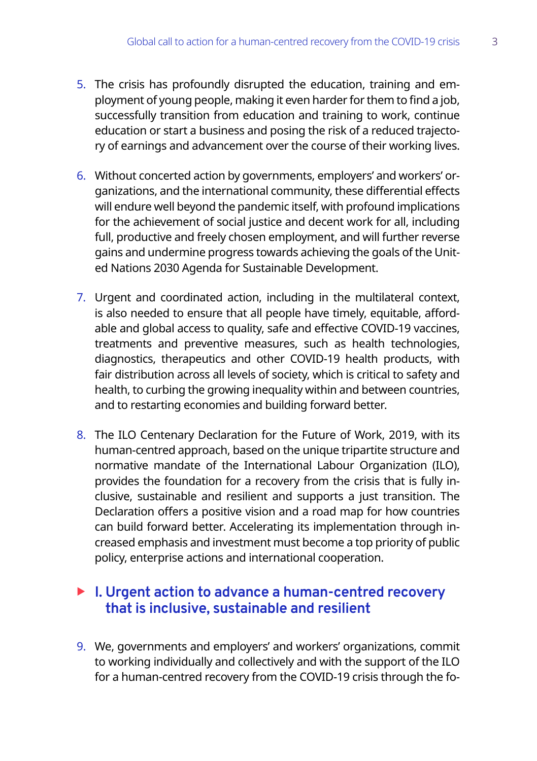5. The crisis has profoundly disrupted the education, training and employment of young people, making it even harder for them to find a job, successfully transition from education and training to work, continue education or start a business and posing the risk of a reduced trajectory of earnings and advancement over the course of their working lives.

6. Without concerted action by governments, employers' and workers' organizations, and the international community, these differential effects will endure well beyond the pandemic itself, with profound implications for the achievement of social justice and decent work for all, including full, productive and freely chosen employment, and will further reverse gains and undermine progress towards achieving the goals of the United Nations 2030 Agenda for Sustainable Development.

7. Urgent and coordinated action, including in the multilateral context, is also needed to ensure that all people have timely, equitable, affordable and global access to quality, safe and effective COVID-19 vaccines, treatments and preventive measures, such as health technologies, diagnostics, therapeutics and other COVID-19 health products, with fair distribution across all levels of society, which is critical to safety and health, to curbing the growing inequality within and between countries, and to restarting economies and building forward better.

8. The ILO Centenary Declaration for the Future of Work, 2019, with its human-centred approach, based on the unique tripartite structure and normative mandate of the International Labour Organization (ILO), provides the foundation for a recovery from the crisis that is fully inclusive, sustainable and resilient and supports a just transition. The Declaration offers a positive vision and a road map for how countries can build forward better. Accelerating its implementation through increased emphasis and investment must become a top priority of public policy, enterprise actions and international cooperation.

## I. Urgent action to advance a human-centred recovery that is inclusive, sustainable and resilient

9. We, governments and employers' and workers' organizations, commit to working individually and collectively and with the support of the ILO for a human-centred recovery from the COVID-19 crisis through the fo-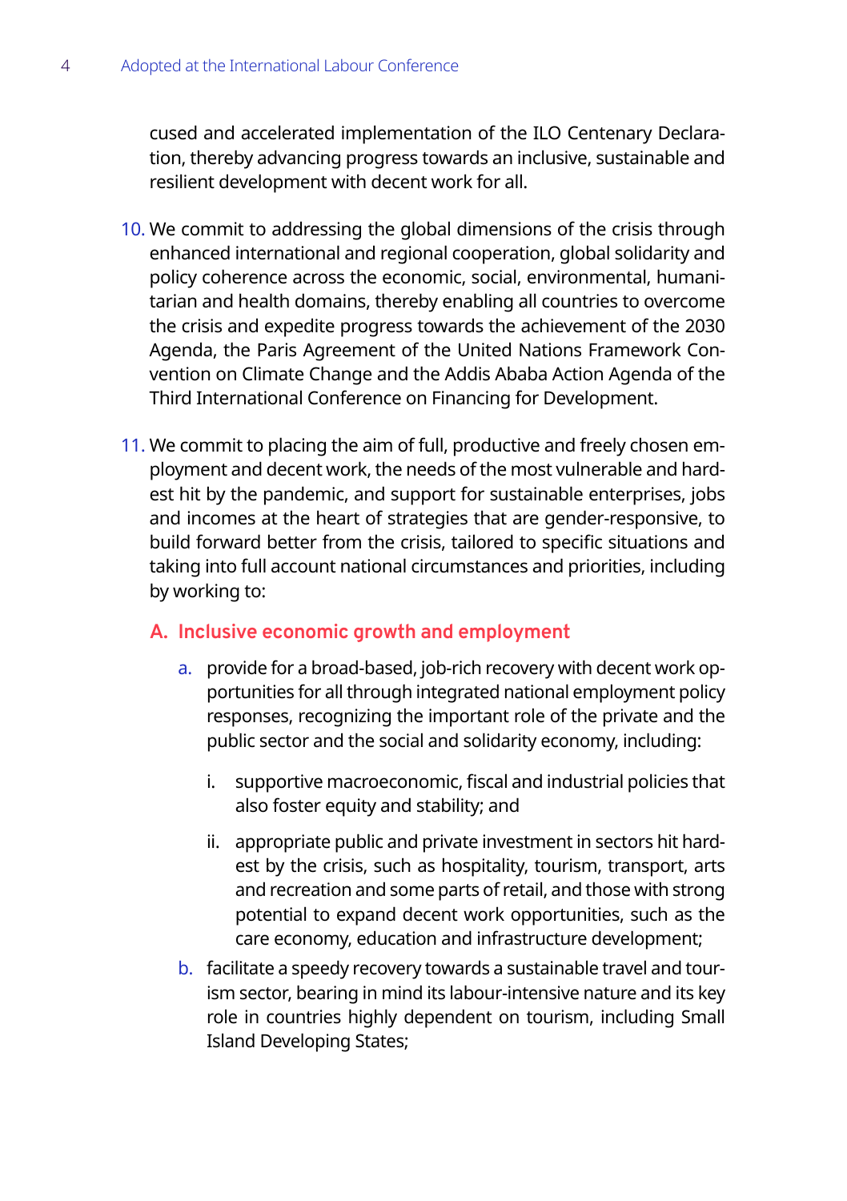cused and accelerated implementation of the ILO Centenary Declaration, thereby advancing progress towards an inclusive, sustainable and resilient development with decent work for all.

10. We commit to addressing the global dimensions of the crisis through enhanced international and regional cooperation, global solidarity and policy coherence across the economic, social, environmental, humanitarian and health domains, thereby enabling all countries to overcome the crisis and expedite progress towards the achievement of the 2030 Agenda, the Paris Agreement of the United Nations Framework Convention on Climate Change and the Addis Ababa Action Agenda of the Third International Conference on Financing for Development.

11. We commit to placing the aim of full, productive and freely chosen employment and decent work, the needs of the most vulnerable and hardest hit by the pandemic, and support for sustainable enterprises, jobs and incomes at the heart of strategies that are gender-responsive, to build forward better from the crisis, tailored to specific situations and taking into full account national circumstances and priorities, including by working to:

### A. Inclusive economic growth and employment

a. provide for a broad-based, job-rich recovery with decent work opportunities for all through integrated national employment policy responses, recognizing the important role of the private and the public sector and the social and solidarity economy, including:

   i. supportive macroeconomic, fiscal and industrial policies that also foster equity and stability; and

   ii. appropriate public and private investment in sectors hit hardest by the crisis, such as hospitality, tourism, transport, arts and recreation and some parts of retail, and those with strong potential to expand decent work opportunities, such as the care economy, education and infrastructure development;

b. facilitate a speedy recovery towards a sustainable travel and tourism sector, bearing in mind its labour-intensive nature and its key role in countries highly dependent on tourism, including Small Island Developing States;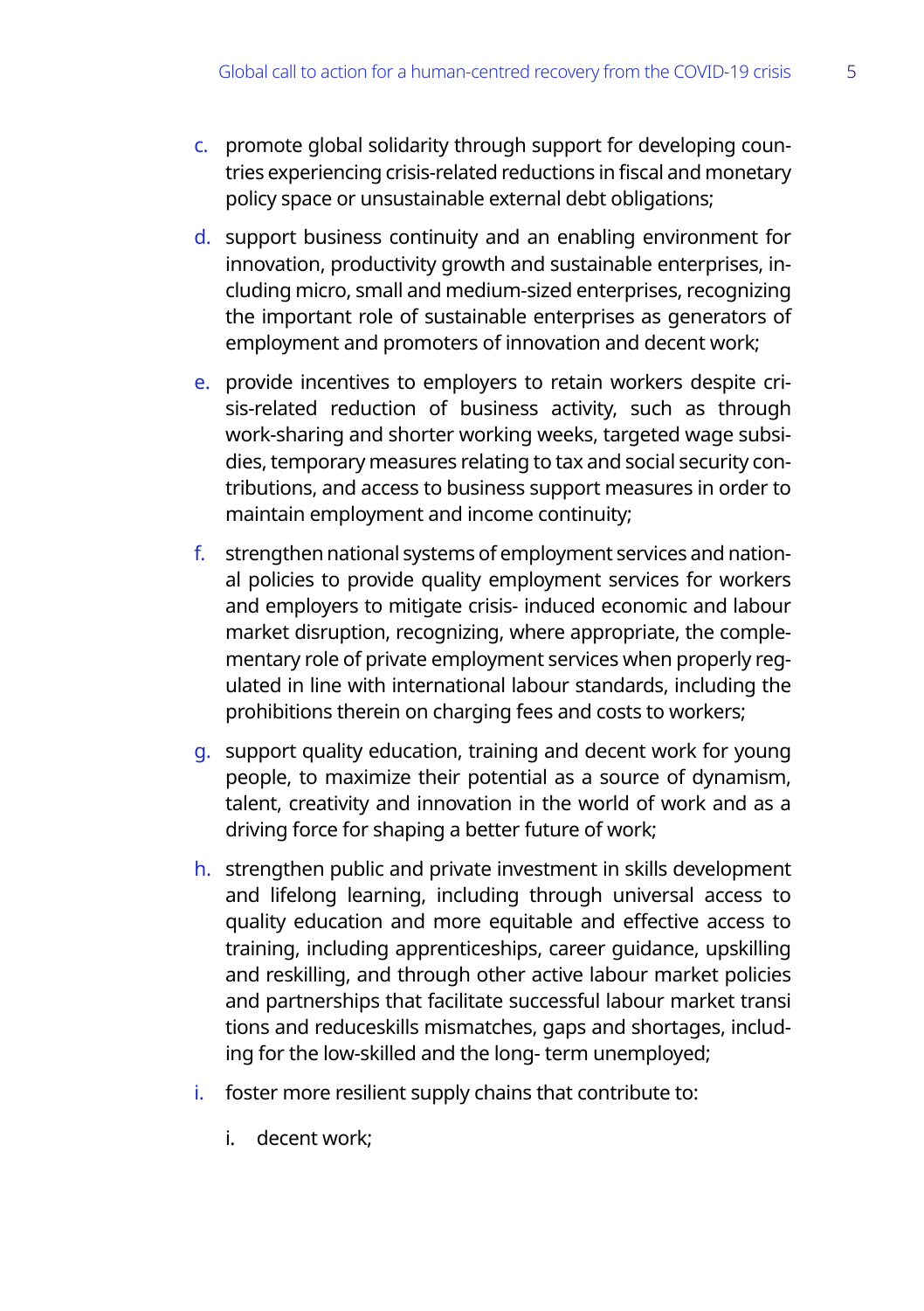c. promote global solidarity through support for developing countries experiencing crisis-related reductions in fiscal and monetary policy space or unsustainable external debt obligations;

d. support business continuity and an enabling environment for innovation, productivity growth and sustainable enterprises, including micro, small and medium-sized enterprises, recognizing the important role of sustainable enterprises as generators of employment and promoters of innovation and decent work;

e. provide incentives to employers to retain workers despite crisis-related reduction of business activity, such as through work-sharing and shorter working weeks, targeted wage subsidies, temporary measures relating to tax and social security contributions, and access to business support measures in order to maintain employment and income continuity;

f. strengthen national systems of employment services and national policies to provide quality employment services for workers and employers to mitigate crisis- induced economic and labour market disruption, recognizing, where appropriate, the complementary role of private employment services when properly regulated in line with international labour standards, including the prohibitions therein on charging fees and costs to workers;

g. support quality education, training and decent work for young people, to maximize their potential as a source of dynamism, talent, creativity and innovation in the world of work and as a driving force for shaping a better future of work;

h. strengthen public and private investment in skills development and lifelong learning, including through universal access to quality education and more equitable and effective access to training, including apprenticeships, career guidance, upskilling and reskilling, and through other active labour market policies and partnerships that facilitate successful labour market transitions and reduceskills mismatches, gaps and shortages, including for the low-skilled and the long- term unemployed;

i. foster more resilient supply chains that contribute to:

    i. decent work;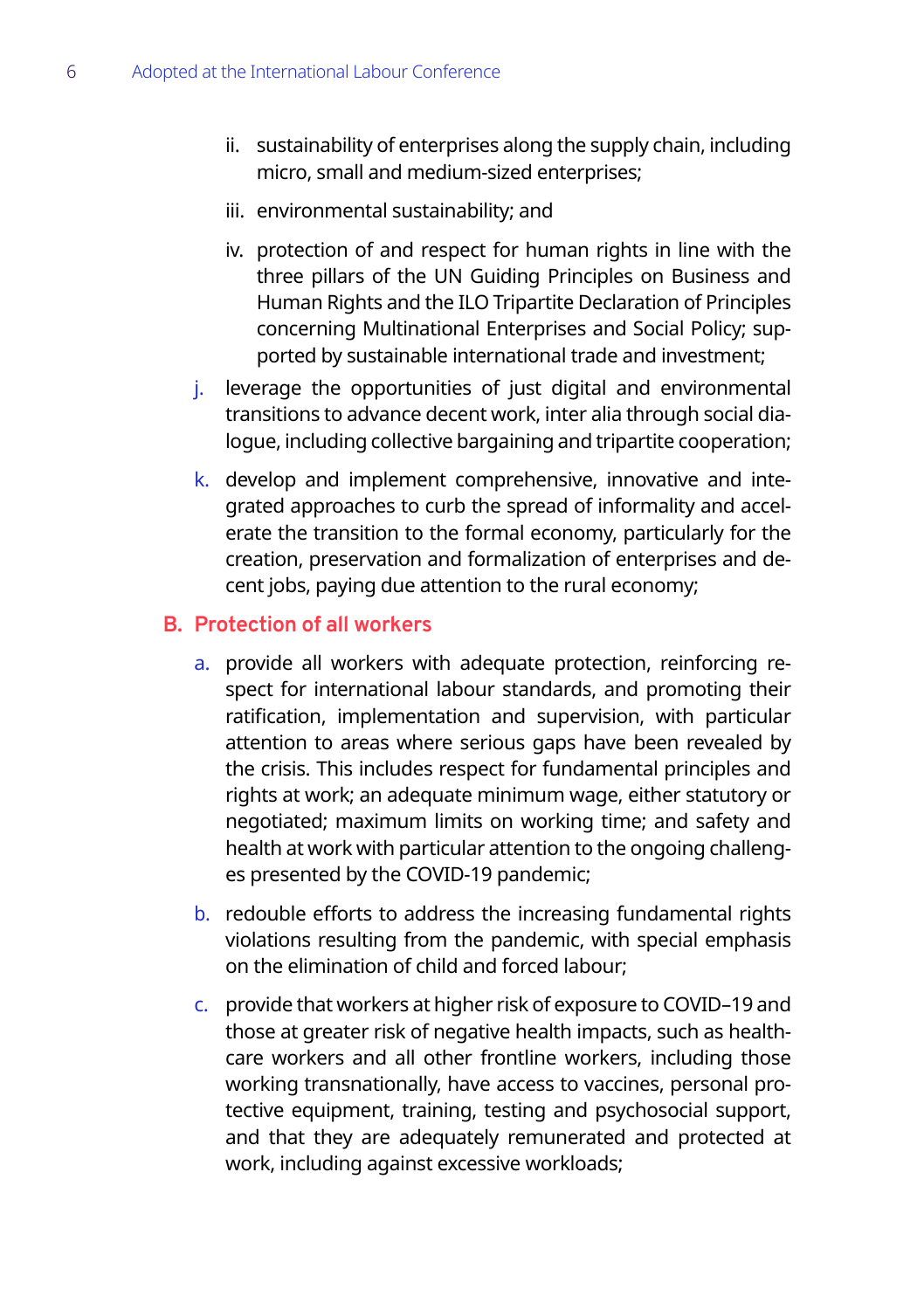ii. sustainability of enterprises along the supply chain, including micro, small and medium-sized enterprises;

iii. environmental sustainability; and

iv. protection of and respect for human rights in line with the three pillars of the UN Guiding Principles on Business and Human Rights and the ILO Tripartite Declaration of Principles concerning Multinational Enterprises and Social Policy; supported by sustainable international trade and investment;

j. leverage the opportunities of just digital and environmental transitions to advance decent work, inter alia through social dialogue, including collective bargaining and tripartite cooperation;

k. develop and implement comprehensive, innovative and integrated approaches to curb the spread of informality and accelerate the transition to the formal economy, particularly for the creation, preservation and formalization of enterprises and decent jobs, paying due attention to the rural economy;

## B. Protection of all workers

a. provide all workers with adequate protection, reinforcing respect for international labour standards, and promoting their ratification, implementation and supervision, with particular attention to areas where serious gaps have been revealed by the crisis. This includes respect for fundamental principles and rights at work; an adequate minimum wage, either statutory or negotiated; maximum limits on working time; and safety and health at work with particular attention to the ongoing challenges presented by the COVID-19 pandemic;

b. redouble efforts to address the increasing fundamental rights violations resulting from the pandemic, with special emphasis on the elimination of child and forced labour;

c. provide that workers at higher risk of exposure to COVID–19 and those at greater risk of negative health impacts, such as health-care workers and all other frontline workers, including those working transnationally, have access to vaccines, personal protective equipment, training, testing and psychosocial support, and that they are adequately remunerated and protected at work, including against excessive workloads;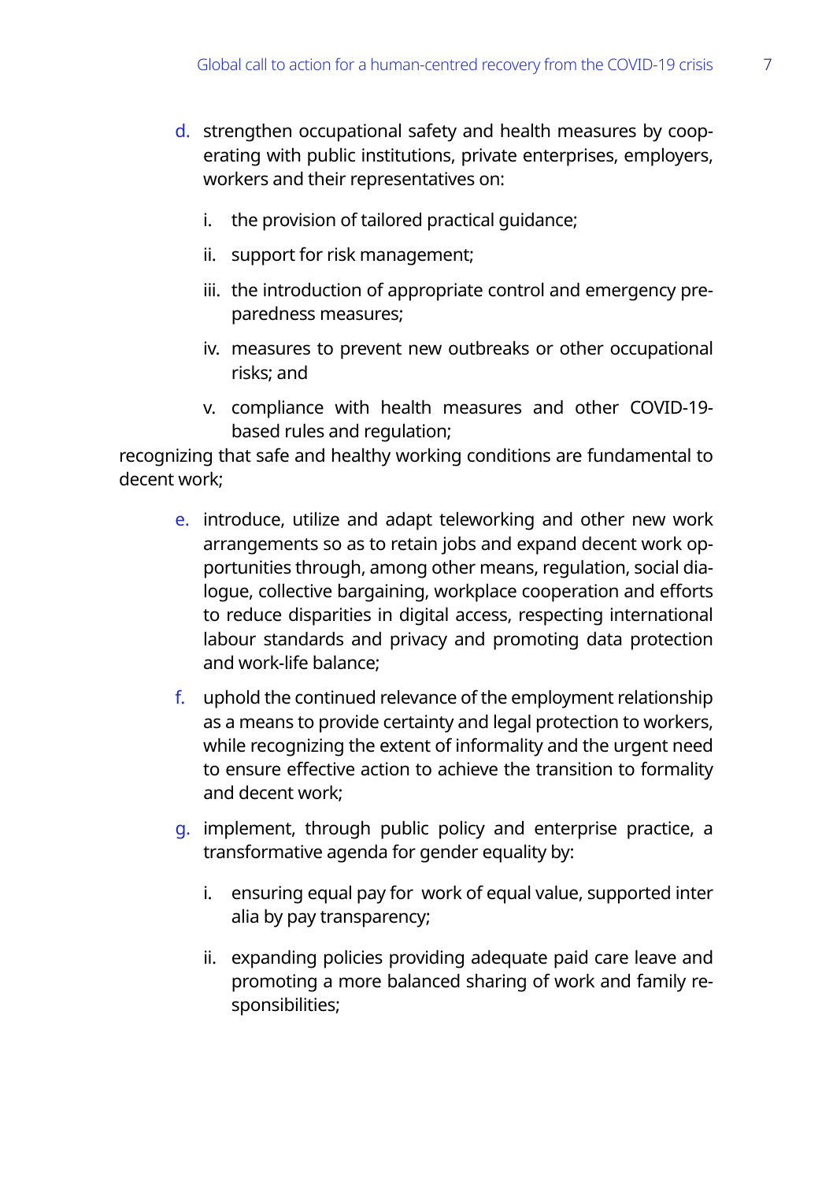d. strengthen occupational safety and health measures by cooperating with public institutions, private enterprises, employers, workers and their representatives on:

   i. the provision of tailored practical guidance;

   ii. support for risk management;

   iii. the introduction of appropriate control and emergency preparedness measures;

   iv. measures to prevent new outbreaks or other occupational risks; and

   v. compliance with health measures and other COVID-19-based rules and regulation;

recognizing that safe and healthy working conditions are fundamental to decent work;

e. introduce, utilize and adapt teleworking and other new work arrangements so as to retain jobs and expand decent work opportunities through, among other means, regulation, social dialogue, collective bargaining, workplace cooperation and efforts to reduce disparities in digital access, respecting international labour standards and privacy and promoting data protection and work-life balance;

f. uphold the continued relevance of the employment relationship as a means to provide certainty and legal protection to workers, while recognizing the extent of informality and the urgent need to ensure effective action to achieve the transition to formality and decent work;

g. implement, through public policy and enterprise practice, a transformative agenda for gender equality by:

   i. ensuring equal pay for work of equal value, supported inter alia by pay transparency;

   ii. expanding policies providing adequate paid care leave and promoting a more balanced sharing of work and family responsibilities;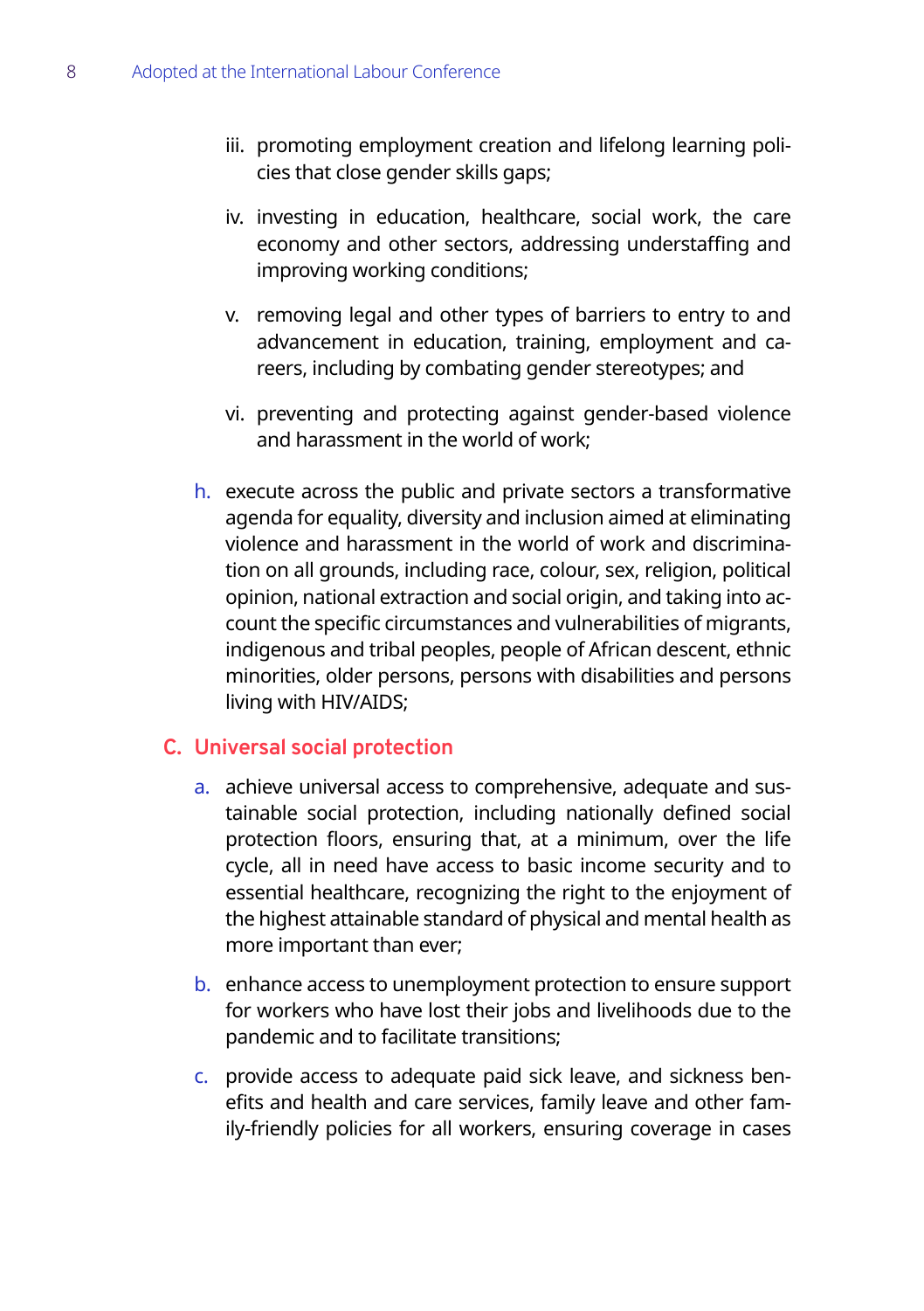iii. promoting employment creation and lifelong learning policies that close gender skills gaps;

   iv. investing in education, healthcare, social work, the care economy and other sectors, addressing understaffing and improving working conditions;

   v. removing legal and other types of barriers to entry to and advancement in education, training, employment and careers, including by combating gender stereotypes; and

   vi. preventing and protecting against gender-based violence and harassment in the world of work;

h. execute across the public and private sectors a transformative agenda for equality, diversity and inclusion aimed at eliminating violence and harassment in the world of work and discrimination on all grounds, including race, colour, sex, religion, political opinion, national extraction and social origin, and taking into account the specific circumstances and vulnerabilities of migrants, indigenous and tribal peoples, people of African descent, ethnic minorities, older persons, persons with disabilities and persons living with HIV/AIDS;

## C. Universal social protection

a. achieve universal access to comprehensive, adequate and sustainable social protection, including nationally defined social protection floors, ensuring that, at a minimum, over the life cycle, all in need have access to basic income security and to essential healthcare, recognizing the right to the enjoyment of the highest attainable standard of physical and mental health as more important than ever;

b. enhance access to unemployment protection to ensure support for workers who have lost their jobs and livelihoods due to the pandemic and to facilitate transitions;

c. provide access to adequate paid sick leave, and sickness benefits and health and care services, family leave and other family-friendly policies for all workers, ensuring coverage in cases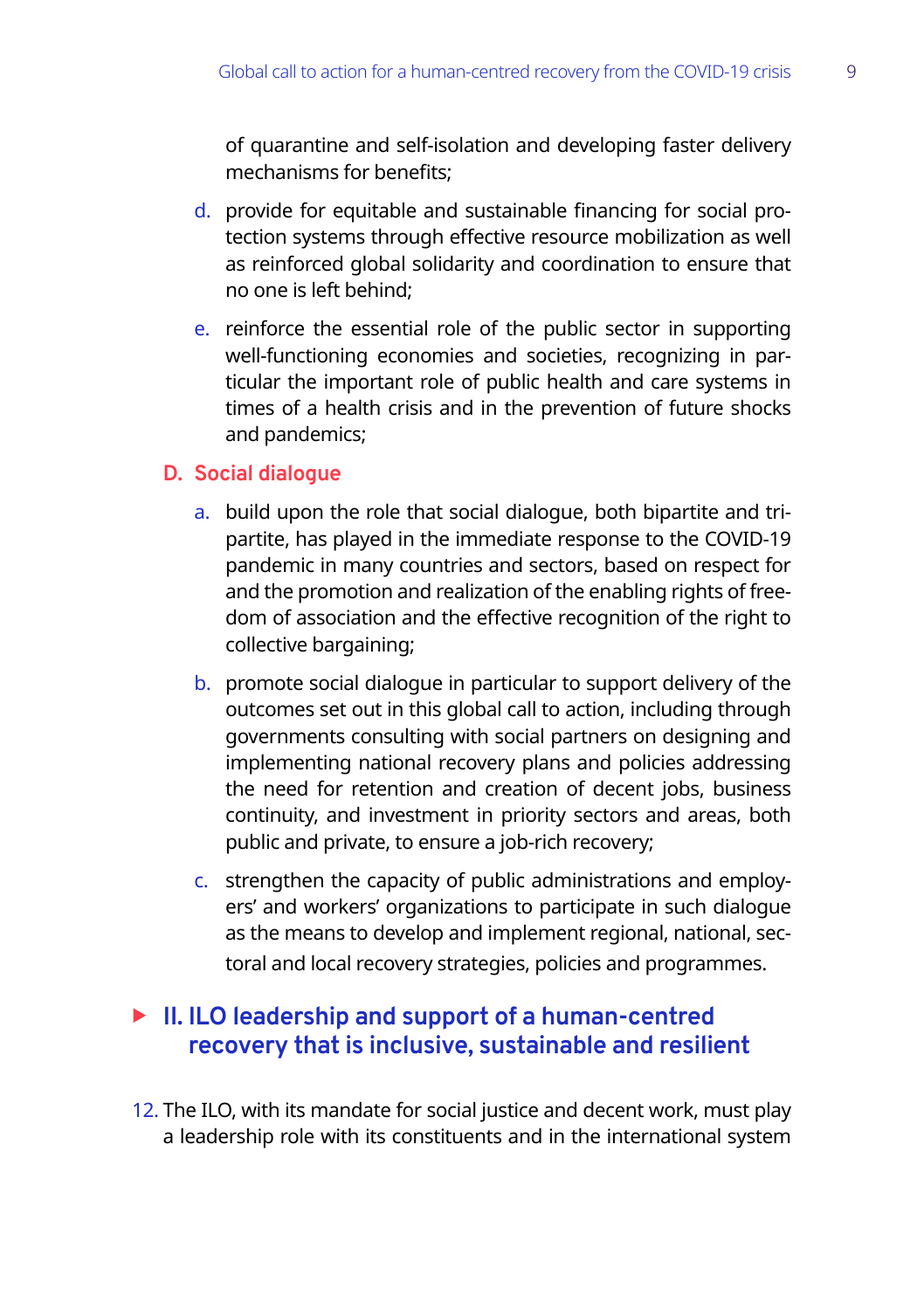of quarantine and self-isolation and developing faster delivery mechanisms for benefits;

d. provide for equitable and sustainable financing for social protection systems through effective resource mobilization as well as reinforced global solidarity and coordination to ensure that no one is left behind;

e. reinforce the essential role of the public sector in supporting well-functioning economies and societies, recognizing in particular the important role of public health and care systems in times of a health crisis and in the prevention of future shocks and pandemics;

### D. Social dialogue

a. build upon the role that social dialogue, both bipartite and tripartite, has played in the immediate response to the COVID-19 pandemic in many countries and sectors, based on respect for and the promotion and realization of the enabling rights of freedom of association and the effective recognition of the right to collective bargaining;

b. promote social dialogue in particular to support delivery of the outcomes set out in this global call to action, including through governments consulting with social partners on designing and implementing national recovery plans and policies addressing the need for retention and creation of decent jobs, business continuity, and investment in priority sectors and areas, both public and private, to ensure a job-rich recovery;

c. strengthen the capacity of public administrations and employers' and workers' organizations to participate in such dialogue as the means to develop and implement regional, national, sectoral and local recovery strategies, policies and programmes.

## II. ILO leadership and support of a human-centred recovery that is inclusive, sustainable and resilient

12. The ILO, with its mandate for social justice and decent work, must play a leadership role with its constituents and in the international system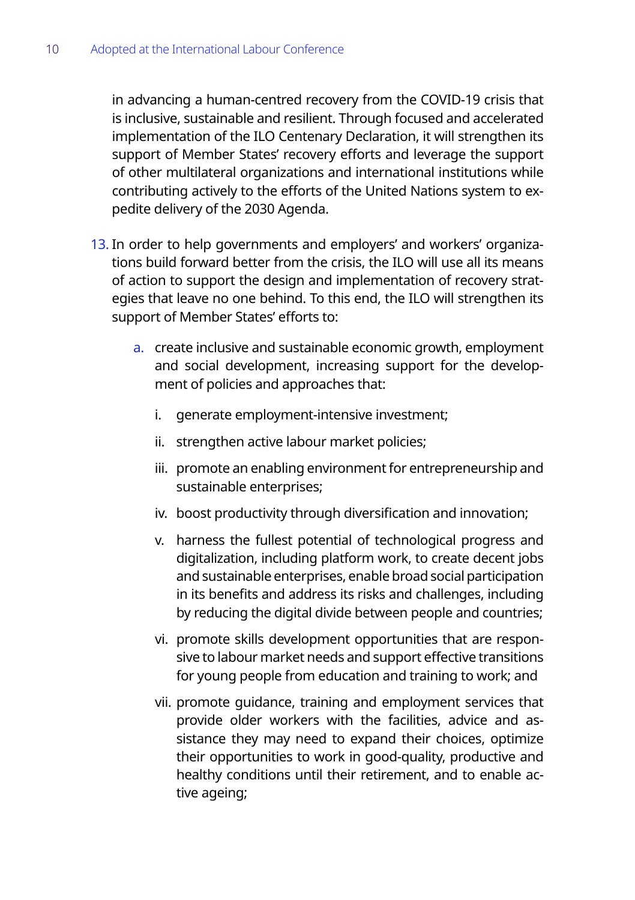in advancing a human-centred recovery from the COVID-19 crisis that is inclusive, sustainable and resilient. Through focused and accelerated implementation of the ILO Centenary Declaration, it will strengthen its support of Member States' recovery efforts and leverage the support of other multilateral organizations and international institutions while contributing actively to the efforts of the United Nations system to expedite delivery of the 2030 Agenda.

13. In order to help governments and employers' and workers' organizations build forward better from the crisis, the ILO will use all its means of action to support the design and implementation of recovery strategies that leave no one behind. To this end, the ILO will strengthen its support of Member States' efforts to:

    a. create inclusive and sustainable economic growth, employment and social development, increasing support for the development of policies and approaches that:

        i. generate employment-intensive investment;

        ii. strengthen active labour market policies;

        iii. promote an enabling environment for entrepreneurship and sustainable enterprises;

        iv. boost productivity through diversification and innovation;

        v. harness the fullest potential of technological progress and digitalization, including platform work, to create decent jobs and sustainable enterprises, enable broad social participation in its benefits and address its risks and challenges, including by reducing the digital divide between people and countries;

        vi. promote skills development opportunities that are responsive to labour market needs and support effective transitions for young people from education and training to work; and

        vii. promote guidance, training and employment services that provide older workers with the facilities, advice and assistance they may need to expand their choices, optimize their opportunities to work in good-quality, productive and healthy conditions until their retirement, and to enable active ageing;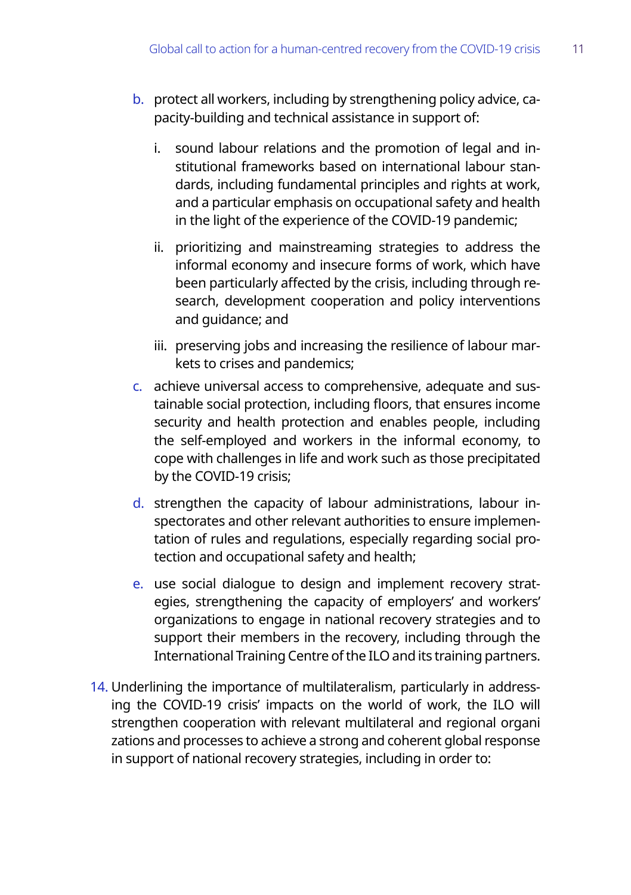b. protect all workers, including by strengthening policy advice, capacity-building and technical assistance in support of:

   i. sound labour relations and the promotion of legal and institutional frameworks based on international labour standards, including fundamental principles and rights at work, and a particular emphasis on occupational safety and health in the light of the experience of the COVID-19 pandemic;

   ii. prioritizing and mainstreaming strategies to address the informal economy and insecure forms of work, which have been particularly affected by the crisis, including through research, development cooperation and policy interventions and guidance; and

   iii. preserving jobs and increasing the resilience of labour markets to crises and pandemics;

c. achieve universal access to comprehensive, adequate and sustainable social protection, including floors, that ensures income security and health protection and enables people, including the self-employed and workers in the informal economy, to cope with challenges in life and work such as those precipitated by the COVID-19 crisis;

d. strengthen the capacity of labour administrations, labour inspectorates and other relevant authorities to ensure implementation of rules and regulations, especially regarding social protection and occupational safety and health;

e. use social dialogue to design and implement recovery strategies, strengthening the capacity of employers' and workers' organizations to engage in national recovery strategies and to support their members in the recovery, including through the International Training Centre of the ILO and its training partners.

14. Underlining the importance of multilateralism, particularly in addressing the COVID-19 crisis' impacts on the world of work, the ILO will strengthen cooperation with relevant multilateral and regional organizations and processes to achieve a strong and coherent global response in support of national recovery strategies, including in order to: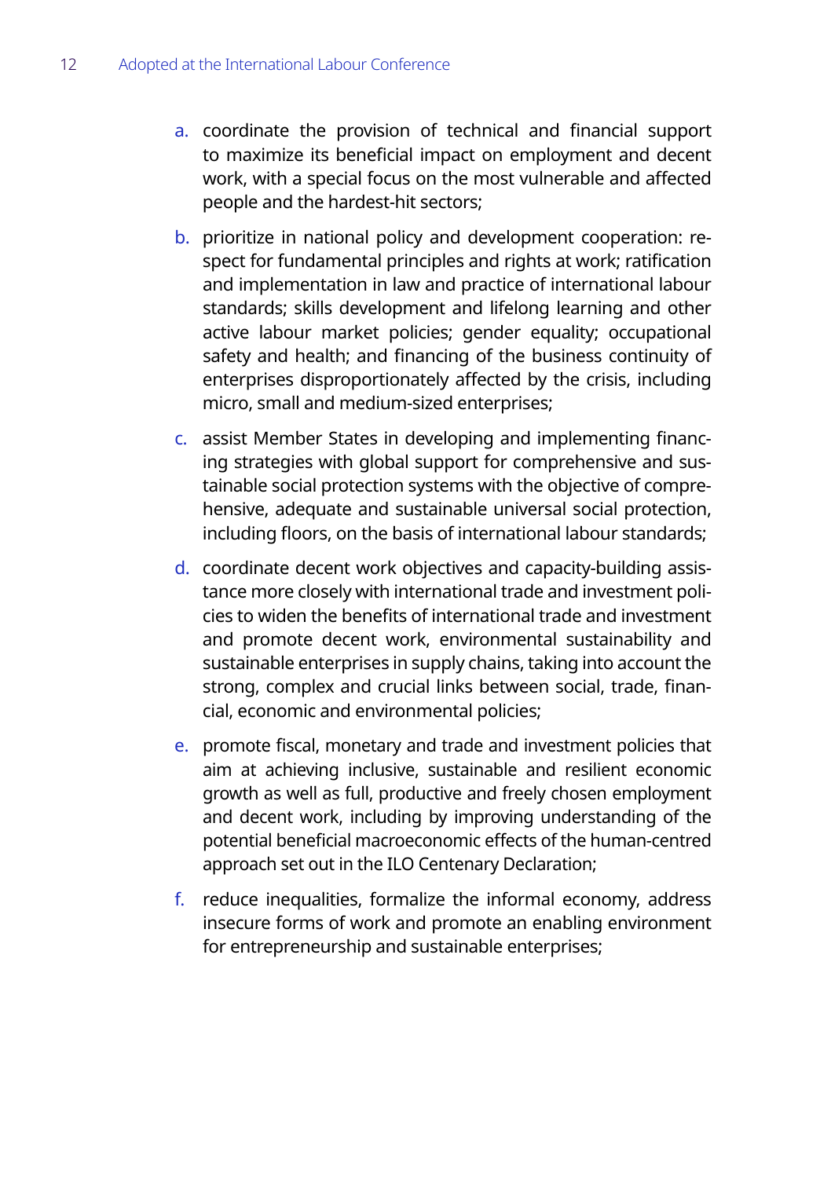a. coordinate the provision of technical and financial support to maximize its beneficial impact on employment and decent work, with a special focus on the most vulnerable and affected people and the hardest-hit sectors;

b. prioritize in national policy and development cooperation: respect for fundamental principles and rights at work; ratification and implementation in law and practice of international labour standards; skills development and lifelong learning and other active labour market policies; gender equality; occupational safety and health; and financing of the business continuity of enterprises disproportionately affected by the crisis, including micro, small and medium-sized enterprises;

c. assist Member States in developing and implementing financing strategies with global support for comprehensive and sustainable social protection systems with the objective of comprehensive, adequate and sustainable universal social protection, including floors, on the basis of international labour standards;

d. coordinate decent work objectives and capacity-building assistance more closely with international trade and investment policies to widen the benefits of international trade and investment and promote decent work, environmental sustainability and sustainable enterprises in supply chains, taking into account the strong, complex and crucial links between social, trade, financial, economic and environmental policies;

e. promote fiscal, monetary and trade and investment policies that aim at achieving inclusive, sustainable and resilient economic growth as well as full, productive and freely chosen employment and decent work, including by improving understanding of the potential beneficial macroeconomic effects of the human-centred approach set out in the ILO Centenary Declaration;

f. reduce inequalities, formalize the informal economy, address insecure forms of work and promote an enabling environment for entrepreneurship and sustainable enterprises;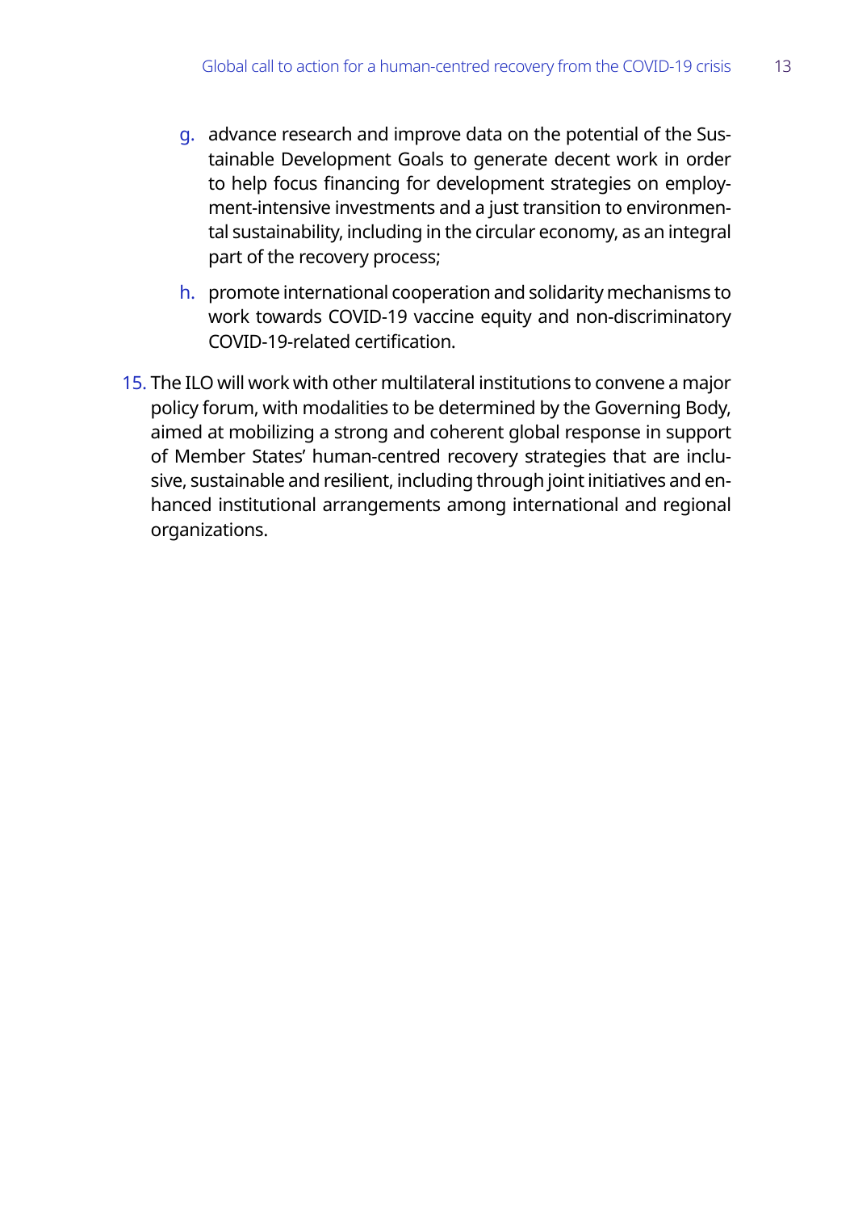g. advance research and improve data on the potential of the Sustainable Development Goals to generate decent work in order to help focus financing for development strategies on employment-intensive investments and a just transition to environmental sustainability, including in the circular economy, as an integral part of the recovery process;

h. promote international cooperation and solidarity mechanisms to work towards COVID-19 vaccine equity and non-discriminatory COVID-19-related certification.

15. The ILO will work with other multilateral institutions to convene a major policy forum, with modalities to be determined by the Governing Body, aimed at mobilizing a strong and coherent global response in support of Member States' human-centred recovery strategies that are inclusive, sustainable and resilient, including through joint initiatives and enhanced institutional arrangements among international and regional organizations.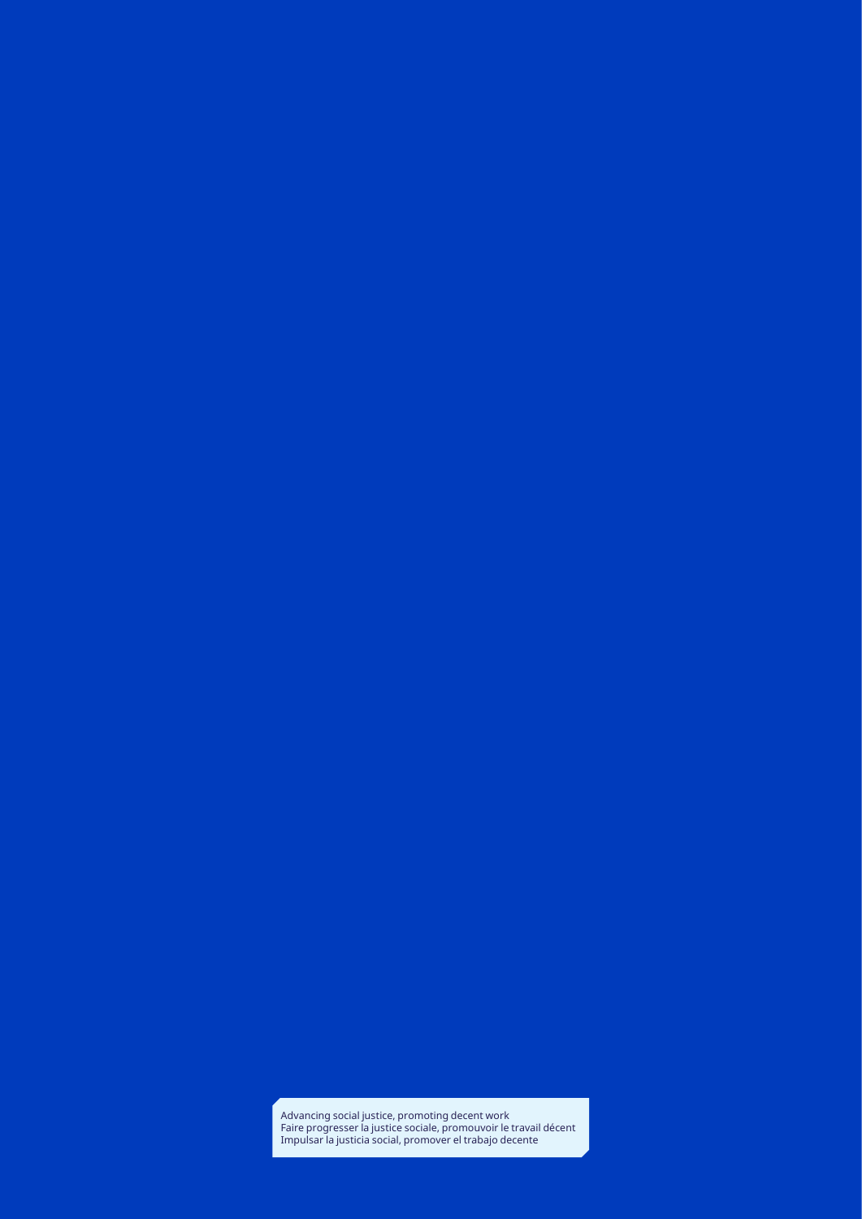Advancing social justice, promoting decent work
Faire progresser la justice sociale, promouvoir le travail décent
Impulsar la justicia social, promover el trabajo decente